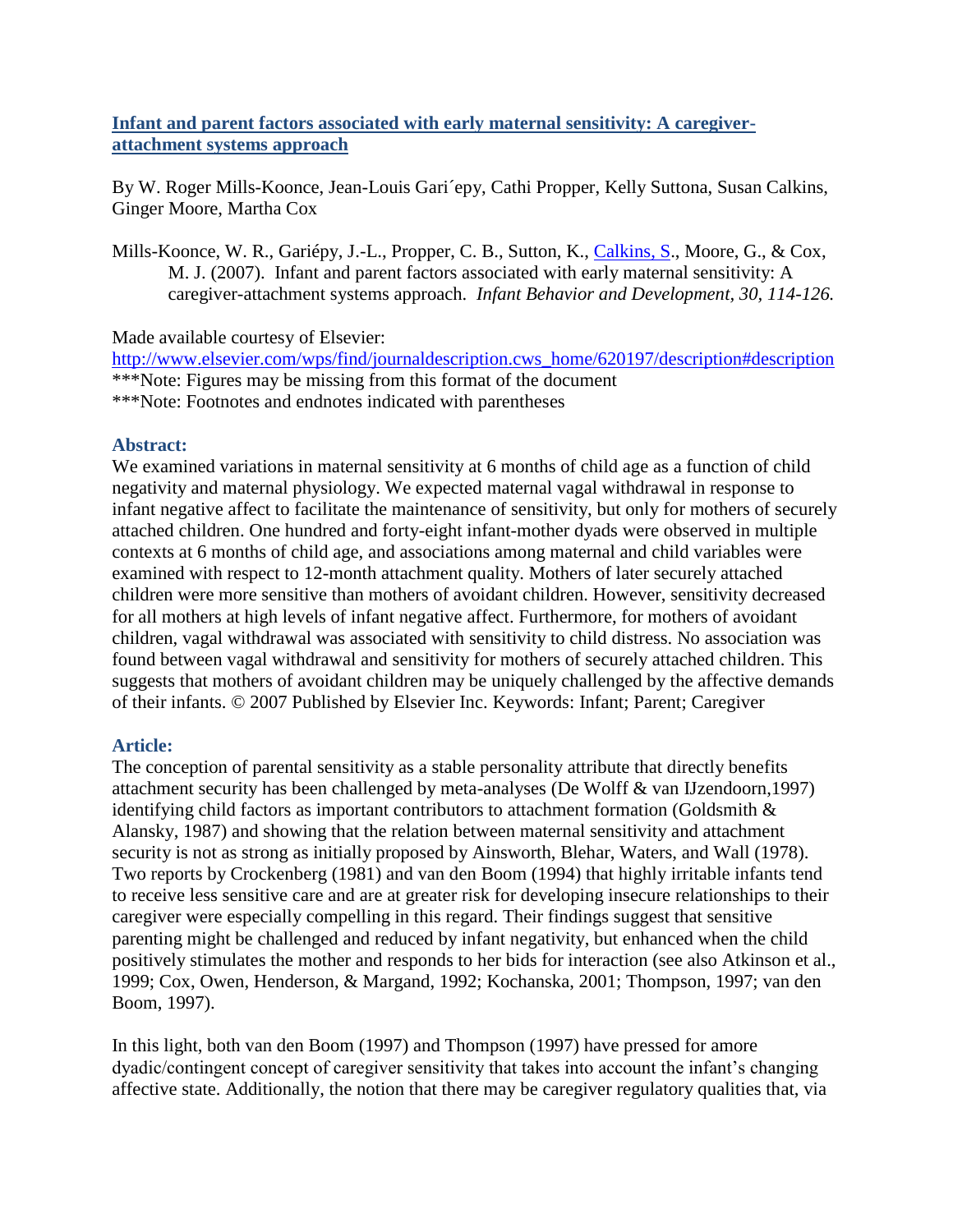## [Infant and parent factors associated with early maternal sensitivity: A caregiver-attachment systems approach]()

By W. Roger Mills-Koonce, Jean-Louis Gari´epy, Cathi Propper, Kelly Suttona, Susan Calkins, Ginger Moore, Martha Cox

Mills-Koonce, W. R., Gariépy, J.-L., Propper, C. B., Sutton, K., [Calkins, S.](), Moore, G., & Cox, M. J. (2007). Infant and parent factors associated with early maternal sensitivity: A caregiver-attachment systems approach. *Infant Behavior and Development, 30, 114-126.*

Made available courtesy of Elsevier:
[http://www.elsevier.com/wps/find/journaldescription.cws_home/620197/description#description](http://www.elsevier.com/wps/find/journaldescription.cws_home/620197/description#description)
***Note: Figures may be missing from this format of the document
***Note: Footnotes and endnotes indicated with parentheses

### Abstract:

We examined variations in maternal sensitivity at 6 months of child age as a function of child negativity and maternal physiology. We expected maternal vagal withdrawal in response to infant negative affect to facilitate the maintenance of sensitivity, but only for mothers of securely attached children. One hundred and forty-eight infant-mother dyads were observed in multiple contexts at 6 months of child age, and associations among maternal and child variables were examined with respect to 12-month attachment quality. Mothers of later securely attached children were more sensitive than mothers of avoidant children. However, sensitivity decreased for all mothers at high levels of infant negative affect. Furthermore, for mothers of avoidant children, vagal withdrawal was associated with sensitivity to child distress. No association was found between vagal withdrawal and sensitivity for mothers of securely attached children. This suggests that mothers of avoidant children may be uniquely challenged by the affective demands of their infants. © 2007 Published by Elsevier Inc. Keywords: Infant; Parent; Caregiver

### Article:

The conception of parental sensitivity as a stable personality attribute that directly benefits attachment security has been challenged by meta-analyses (De Wolff & van IJzendoorn,1997) identifying child factors as important contributors to attachment formation (Goldsmith & Alansky, 1987) and showing that the relation between maternal sensitivity and attachment security is not as strong as initially proposed by Ainsworth, Blehar, Waters, and Wall (1978). Two reports by Crockenberg (1981) and van den Boom (1994) that highly irritable infants tend to receive less sensitive care and are at greater risk for developing insecure relationships to their caregiver were especially compelling in this regard. Their findings suggest that sensitive parenting might be challenged and reduced by infant negativity, but enhanced when the child positively stimulates the mother and responds to her bids for interaction (see also Atkinson et al., 1999; Cox, Owen, Henderson, & Margand, 1992; Kochanska, 2001; Thompson, 1997; van den Boom, 1997).

In this light, both van den Boom (1997) and Thompson (1997) have pressed for amore dyadic/contingent concept of caregiver sensitivity that takes into account the infant's changing affective state. Additionally, the notion that there may be caregiver regulatory qualities that, via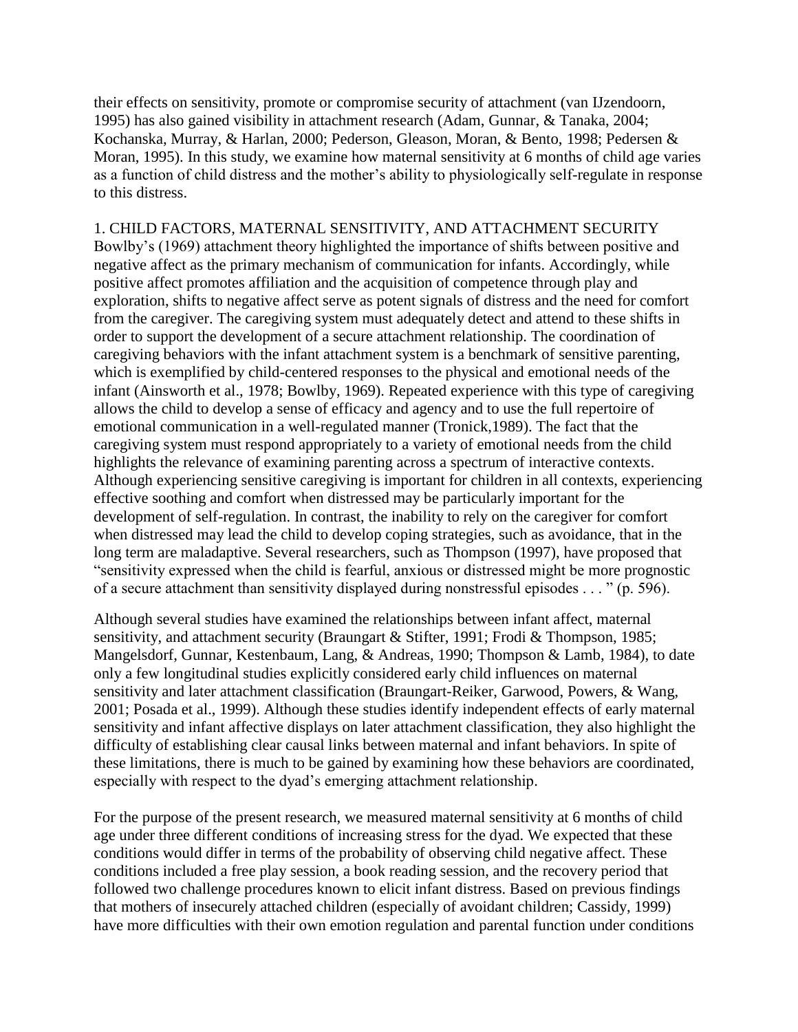their effects on sensitivity, promote or compromise security of attachment (van IJzendoorn, 1995) has also gained visibility in attachment research (Adam, Gunnar, & Tanaka, 2004; Kochanska, Murray, & Harlan, 2000; Pederson, Gleason, Moran, & Bento, 1998; Pedersen & Moran, 1995). In this study, we examine how maternal sensitivity at 6 months of child age varies as a function of child distress and the mother's ability to physiologically self-regulate in response to this distress.

## 1. CHILD FACTORS, MATERNAL SENSITIVITY, AND ATTACHMENT SECURITY

Bowlby's (1969) attachment theory highlighted the importance of shifts between positive and negative affect as the primary mechanism of communication for infants. Accordingly, while positive affect promotes affiliation and the acquisition of competence through play and exploration, shifts to negative affect serve as potent signals of distress and the need for comfort from the caregiver. The caregiving system must adequately detect and attend to these shifts in order to support the development of a secure attachment relationship. The coordination of caregiving behaviors with the infant attachment system is a benchmark of sensitive parenting, which is exemplified by child-centered responses to the physical and emotional needs of the infant (Ainsworth et al., 1978; Bowlby, 1969). Repeated experience with this type of caregiving allows the child to develop a sense of efficacy and agency and to use the full repertoire of emotional communication in a well-regulated manner (Tronick,1989). The fact that the caregiving system must respond appropriately to a variety of emotional needs from the child highlights the relevance of examining parenting across a spectrum of interactive contexts. Although experiencing sensitive caregiving is important for children in all contexts, experiencing effective soothing and comfort when distressed may be particularly important for the development of self-regulation. In contrast, the inability to rely on the caregiver for comfort when distressed may lead the child to develop coping strategies, such as avoidance, that in the long term are maladaptive. Several researchers, such as Thompson (1997), have proposed that "sensitivity expressed when the child is fearful, anxious or distressed might be more prognostic of a secure attachment than sensitivity displayed during nonstressful episodes . . . " (p. 596).

Although several studies have examined the relationships between infant affect, maternal sensitivity, and attachment security (Braungart & Stifter, 1991; Frodi & Thompson, 1985; Mangelsdorf, Gunnar, Kestenbaum, Lang, & Andreas, 1990; Thompson & Lamb, 1984), to date only a few longitudinal studies explicitly considered early child influences on maternal sensitivity and later attachment classification (Braungart-Reiker, Garwood, Powers, & Wang, 2001; Posada et al., 1999). Although these studies identify independent effects of early maternal sensitivity and infant affective displays on later attachment classification, they also highlight the difficulty of establishing clear causal links between maternal and infant behaviors. In spite of these limitations, there is much to be gained by examining how these behaviors are coordinated, especially with respect to the dyad's emerging attachment relationship.

For the purpose of the present research, we measured maternal sensitivity at 6 months of child age under three different conditions of increasing stress for the dyad. We expected that these conditions would differ in terms of the probability of observing child negative affect. These conditions included a free play session, a book reading session, and the recovery period that followed two challenge procedures known to elicit infant distress. Based on previous findings that mothers of insecurely attached children (especially of avoidant children; Cassidy, 1999) have more difficulties with their own emotion regulation and parental function under conditions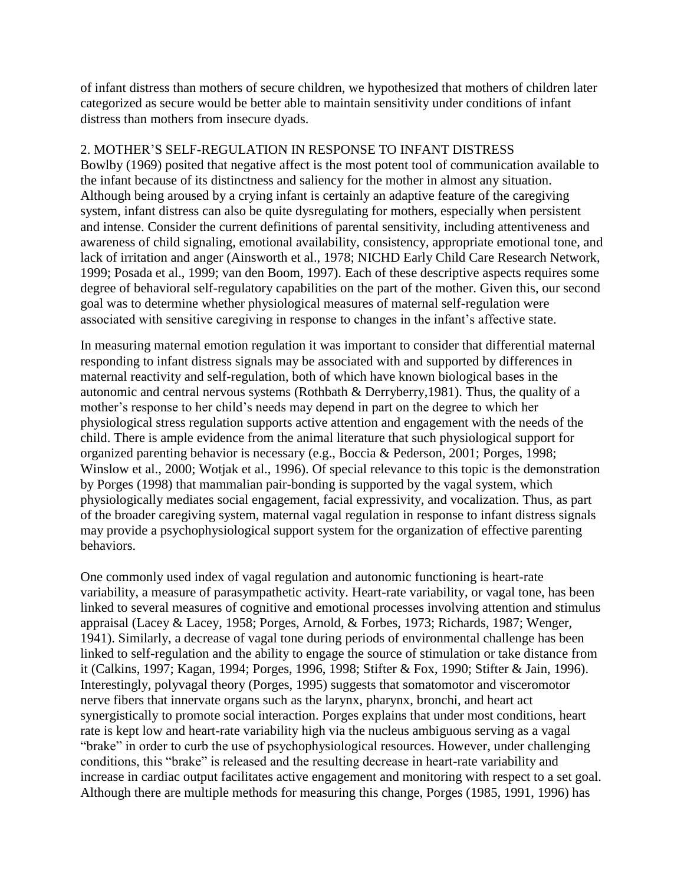of infant distress than mothers of secure children, we hypothesized that mothers of children later categorized as secure would be better able to maintain sensitivity under conditions of infant distress than mothers from insecure dyads.

## 2. MOTHER'S SELF-REGULATION IN RESPONSE TO INFANT DISTRESS

Bowlby (1969) posited that negative affect is the most potent tool of communication available to the infant because of its distinctness and saliency for the mother in almost any situation. Although being aroused by a crying infant is certainly an adaptive feature of the caregiving system, infant distress can also be quite dysregulating for mothers, especially when persistent and intense. Consider the current definitions of parental sensitivity, including attentiveness and awareness of child signaling, emotional availability, consistency, appropriate emotional tone, and lack of irritation and anger (Ainsworth et al., 1978; NICHD Early Child Care Research Network, 1999; Posada et al., 1999; van den Boom, 1997). Each of these descriptive aspects requires some degree of behavioral self-regulatory capabilities on the part of the mother. Given this, our second goal was to determine whether physiological measures of maternal self-regulation were associated with sensitive caregiving in response to changes in the infant's affective state.

In measuring maternal emotion regulation it was important to consider that differential maternal responding to infant distress signals may be associated with and supported by differences in maternal reactivity and self-regulation, both of which have known biological bases in the autonomic and central nervous systems (Rothbath & Derryberry,1981). Thus, the quality of a mother's response to her child's needs may depend in part on the degree to which her physiological stress regulation supports active attention and engagement with the needs of the child. There is ample evidence from the animal literature that such physiological support for organized parenting behavior is necessary (e.g., Boccia & Pederson, 2001; Porges, 1998; Winslow et al., 2000; Wotjak et al., 1996). Of special relevance to this topic is the demonstration by Porges (1998) that mammalian pair-bonding is supported by the vagal system, which physiologically mediates social engagement, facial expressivity, and vocalization. Thus, as part of the broader caregiving system, maternal vagal regulation in response to infant distress signals may provide a psychophysiological support system for the organization of effective parenting behaviors.

One commonly used index of vagal regulation and autonomic functioning is heart-rate variability, a measure of parasympathetic activity. Heart-rate variability, or vagal tone, has been linked to several measures of cognitive and emotional processes involving attention and stimulus appraisal (Lacey & Lacey, 1958; Porges, Arnold, & Forbes, 1973; Richards, 1987; Wenger, 1941). Similarly, a decrease of vagal tone during periods of environmental challenge has been linked to self-regulation and the ability to engage the source of stimulation or take distance from it (Calkins, 1997; Kagan, 1994; Porges, 1996, 1998; Stifter & Fox, 1990; Stifter & Jain, 1996). Interestingly, polyvagal theory (Porges, 1995) suggests that somatomotor and visceromotor nerve fibers that innervate organs such as the larynx, pharynx, bronchi, and heart act synergistically to promote social interaction. Porges explains that under most conditions, heart rate is kept low and heart-rate variability high via the nucleus ambiguous serving as a vagal "brake" in order to curb the use of psychophysiological resources. However, under challenging conditions, this "brake" is released and the resulting decrease in heart-rate variability and increase in cardiac output facilitates active engagement and monitoring with respect to a set goal. Although there are multiple methods for measuring this change, Porges (1985, 1991, 1996) has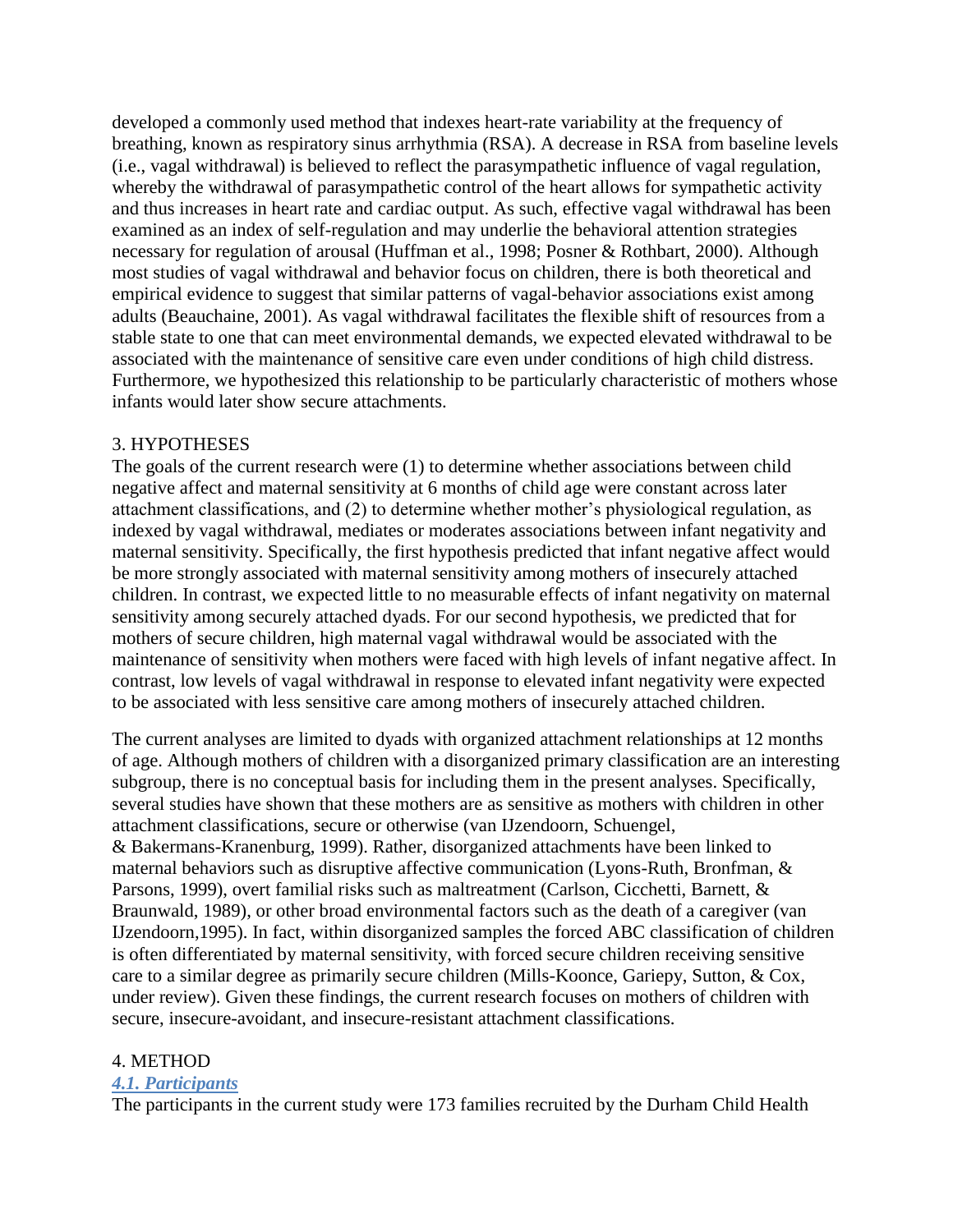developed a commonly used method that indexes heart-rate variability at the frequency of breathing, known as respiratory sinus arrhythmia (RSA). A decrease in RSA from baseline levels (i.e., vagal withdrawal) is believed to reflect the parasympathetic influence of vagal regulation, whereby the withdrawal of parasympathetic control of the heart allows for sympathetic activity and thus increases in heart rate and cardiac output. As such, effective vagal withdrawal has been examined as an index of self-regulation and may underlie the behavioral attention strategies necessary for regulation of arousal (Huffman et al., 1998; Posner & Rothbart, 2000). Although most studies of vagal withdrawal and behavior focus on children, there is both theoretical and empirical evidence to suggest that similar patterns of vagal-behavior associations exist among adults (Beauchaine, 2001). As vagal withdrawal facilitates the flexible shift of resources from a stable state to one that can meet environmental demands, we expected elevated withdrawal to be associated with the maintenance of sensitive care even under conditions of high child distress. Furthermore, we hypothesized this relationship to be particularly characteristic of mothers whose infants would later show secure attachments.

## 3. HYPOTHESES

The goals of the current research were (1) to determine whether associations between child negative affect and maternal sensitivity at 6 months of child age were constant across later attachment classifications, and (2) to determine whether mother's physiological regulation, as indexed by vagal withdrawal, mediates or moderates associations between infant negativity and maternal sensitivity. Specifically, the first hypothesis predicted that infant negative affect would be more strongly associated with maternal sensitivity among mothers of insecurely attached children. In contrast, we expected little to no measurable effects of infant negativity on maternal sensitivity among securely attached dyads. For our second hypothesis, we predicted that for mothers of secure children, high maternal vagal withdrawal would be associated with the maintenance of sensitivity when mothers were faced with high levels of infant negative affect. In contrast, low levels of vagal withdrawal in response to elevated infant negativity were expected to be associated with less sensitive care among mothers of insecurely attached children.

The current analyses are limited to dyads with organized attachment relationships at 12 months of age. Although mothers of children with a disorganized primary classification are an interesting subgroup, there is no conceptual basis for including them in the present analyses. Specifically, several studies have shown that these mothers are as sensitive as mothers with children in other attachment classifications, secure or otherwise (van IJzendoorn, Schuengel, & Bakermans-Kranenburg, 1999). Rather, disorganized attachments have been linked to maternal behaviors such as disruptive affective communication (Lyons-Ruth, Bronfman, & Parsons, 1999), overt familial risks such as maltreatment (Carlson, Cicchetti, Barnett, & Braunwald, 1989), or other broad environmental factors such as the death of a caregiver (van IJzendoorn,1995). In fact, within disorganized samples the forced ABC classification of children is often differentiated by maternal sensitivity, with forced secure children receiving sensitive care to a similar degree as primarily secure children (Mills-Koonce, Gariepy, Sutton, & Cox, under review). Given these findings, the current research focuses on mothers of children with secure, insecure-avoidant, and insecure-resistant attachment classifications.

## 4. METHOD

### *4.1. Participants*

The participants in the current study were 173 families recruited by the Durham Child Health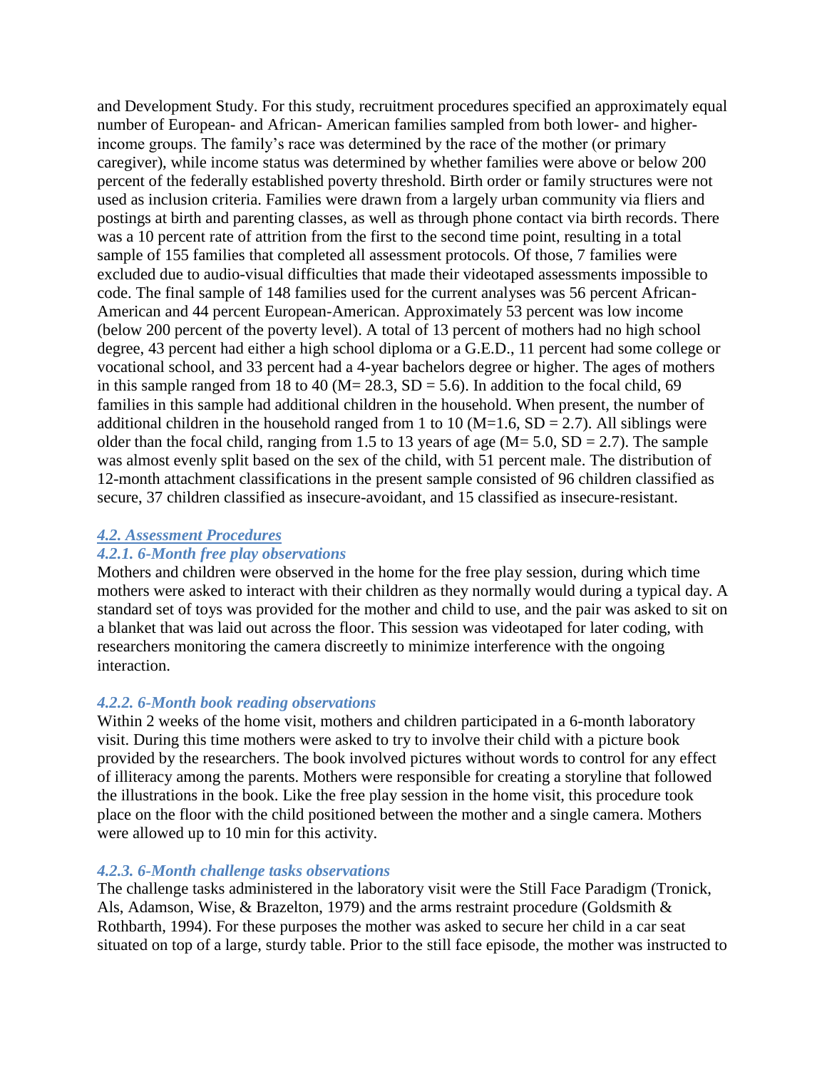and Development Study. For this study, recruitment procedures specified an approximately equal number of European- and African- American families sampled from both lower- and higher-income groups. The family's race was determined by the race of the mother (or primary caregiver), while income status was determined by whether families were above or below 200 percent of the federally established poverty threshold. Birth order or family structures were not used as inclusion criteria. Families were drawn from a largely urban community via fliers and postings at birth and parenting classes, as well as through phone contact via birth records. There was a 10 percent rate of attrition from the first to the second time point, resulting in a total sample of 155 families that completed all assessment protocols. Of those, 7 families were excluded due to audio-visual difficulties that made their videotaped assessments impossible to code. The final sample of 148 families used for the current analyses was 56 percent African-American and 44 percent European-American. Approximately 53 percent was low income (below 200 percent of the poverty level). A total of 13 percent of mothers had no high school degree, 43 percent had either a high school diploma or a G.E.D., 11 percent had some college or vocational school, and 33 percent had a 4-year bachelors degree or higher. The ages of mothers in this sample ranged from 18 to 40 ($M = 28.3$, $SD = 5.6$). In addition to the focal child, 69 families in this sample had additional children in the household. When present, the number of additional children in the household ranged from 1 to 10 ($M = 1.6$, $SD = 2.7$). All siblings were older than the focal child, ranging from 1.5 to 13 years of age ($M = 5.0$, $SD = 2.7$). The sample was almost evenly split based on the sex of the child, with 51 percent male. The distribution of 12-month attachment classifications in the present sample consisted of 96 children classified as secure, 37 children classified as insecure-avoidant, and 15 classified as insecure-resistant.

## 4.2. Assessment Procedures

### 4.2.1. 6-Month free play observations

Mothers and children were observed in the home for the free play session, during which time mothers were asked to interact with their children as they normally would during a typical day. A standard set of toys was provided for the mother and child to use, and the pair was asked to sit on a blanket that was laid out across the floor. This session was videotaped for later coding, with researchers monitoring the camera discreetly to minimize interference with the ongoing interaction.

### 4.2.2. 6-Month book reading observations

Within 2 weeks of the home visit, mothers and children participated in a 6-month laboratory visit. During this time mothers were asked to try to involve their child with a picture book provided by the researchers. The book involved pictures without words to control for any effect of illiteracy among the parents. Mothers were responsible for creating a storyline that followed the illustrations in the book. Like the free play session in the home visit, this procedure took place on the floor with the child positioned between the mother and a single camera. Mothers were allowed up to 10 min for this activity.

### 4.2.3. 6-Month challenge tasks observations

The challenge tasks administered in the laboratory visit were the Still Face Paradigm (Tronick, Als, Adamson, Wise, & Brazelton, 1979) and the arms restraint procedure (Goldsmith & Rothbarth, 1994). For these purposes the mother was asked to secure her child in a car seat situated on top of a large, sturdy table. Prior to the still face episode, the mother was instructed to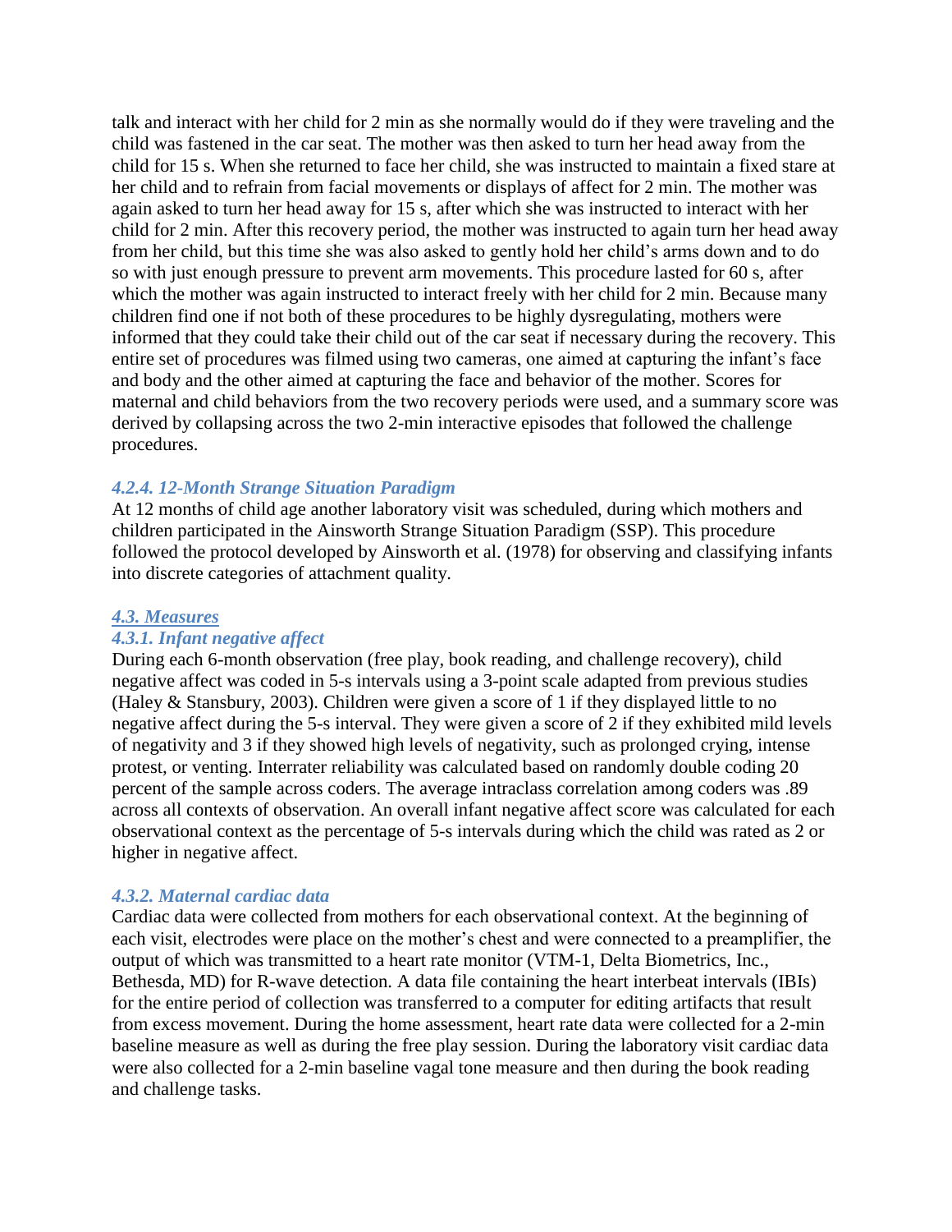talk and interact with her child for 2 min as she normally would do if they were traveling and the child was fastened in the car seat. The mother was then asked to turn her head away from the child for 15 s. When she returned to face her child, she was instructed to maintain a fixed stare at her child and to refrain from facial movements or displays of affect for 2 min. The mother was again asked to turn her head away for 15 s, after which she was instructed to interact with her child for 2 min. After this recovery period, the mother was instructed to again turn her head away from her child, but this time she was also asked to gently hold her child's arms down and to do so with just enough pressure to prevent arm movements. This procedure lasted for 60 s, after which the mother was again instructed to interact freely with her child for 2 min. Because many children find one if not both of these procedures to be highly dysregulating, mothers were informed that they could take their child out of the car seat if necessary during the recovery. This entire set of procedures was filmed using two cameras, one aimed at capturing the infant's face and body and the other aimed at capturing the face and behavior of the mother. Scores for maternal and child behaviors from the two recovery periods were used, and a summary score was derived by collapsing across the two 2-min interactive episodes that followed the challenge procedures.

#### *4.2.4. 12-Month Strange Situation Paradigm*

At 12 months of child age another laboratory visit was scheduled, during which mothers and children participated in the Ainsworth Strange Situation Paradigm (SSP). This procedure followed the protocol developed by Ainsworth et al. (1978) for observing and classifying infants into discrete categories of attachment quality.

### *4.3. Measures*

#### *4.3.1. Infant negative affect*

During each 6-month observation (free play, book reading, and challenge recovery), child negative affect was coded in 5-s intervals using a 3-point scale adapted from previous studies (Haley & Stansbury, 2003). Children were given a score of 1 if they displayed little to no negative affect during the 5-s interval. They were given a score of 2 if they exhibited mild levels of negativity and 3 if they showed high levels of negativity, such as prolonged crying, intense protest, or venting. Interrater reliability was calculated based on randomly double coding 20 percent of the sample across coders. The average intraclass correlation among coders was .89 across all contexts of observation. An overall infant negative affect score was calculated for each observational context as the percentage of 5-s intervals during which the child was rated as 2 or higher in negative affect.

#### *4.3.2. Maternal cardiac data*

Cardiac data were collected from mothers for each observational context. At the beginning of each visit, electrodes were place on the mother's chest and were connected to a preamplifier, the output of which was transmitted to a heart rate monitor (VTM-1, Delta Biometrics, Inc., Bethesda, MD) for R-wave detection. A data file containing the heart interbeat intervals (IBIs) for the entire period of collection was transferred to a computer for editing artifacts that result from excess movement. During the home assessment, heart rate data were collected for a 2-min baseline measure as well as during the free play session. During the laboratory visit cardiac data were also collected for a 2-min baseline vagal tone measure and then during the book reading and challenge tasks.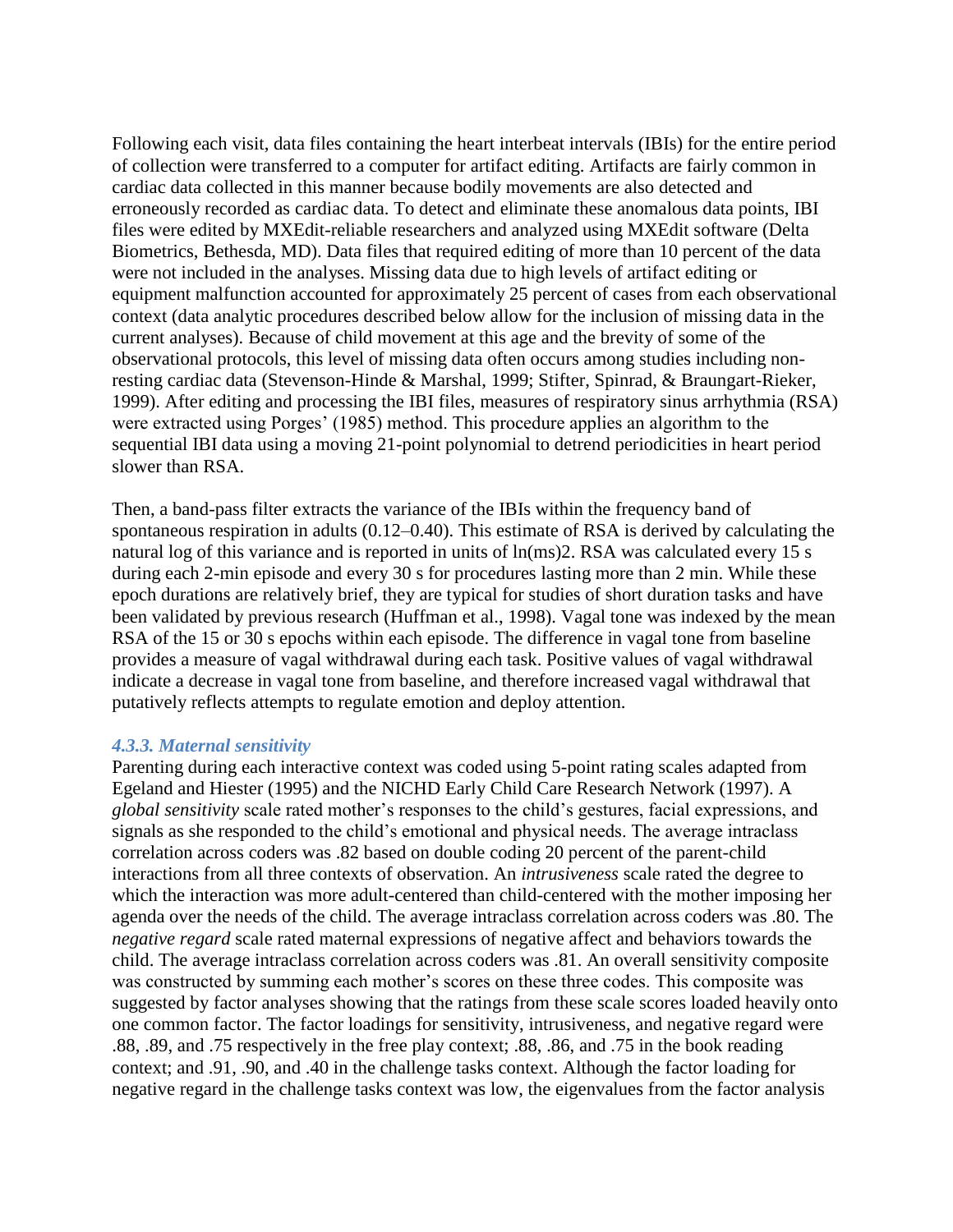Following each visit, data files containing the heart interbeat intervals (IBIs) for the entire period of collection were transferred to a computer for artifact editing. Artifacts are fairly common in cardiac data collected in this manner because bodily movements are also detected and erroneously recorded as cardiac data. To detect and eliminate these anomalous data points, IBI files were edited by MXEdit-reliable researchers and analyzed using MXEdit software (Delta Biometrics, Bethesda, MD). Data files that required editing of more than 10 percent of the data were not included in the analyses. Missing data due to high levels of artifact editing or equipment malfunction accounted for approximately 25 percent of cases from each observational context (data analytic procedures described below allow for the inclusion of missing data in the current analyses). Because of child movement at this age and the brevity of some of the observational protocols, this level of missing data often occurs among studies including non-resting cardiac data (Stevenson-Hinde & Marshal, 1999; Stifter, Spinrad, & Braungart-Rieker, 1999). After editing and processing the IBI files, measures of respiratory sinus arrhythmia (RSA) were extracted using Porges' (1985) method. This procedure applies an algorithm to the sequential IBI data using a moving 21-point polynomial to detrend periodicities in heart period slower than RSA.

Then, a band-pass filter extracts the variance of the IBIs within the frequency band of spontaneous respiration in adults (0.12–0.40). This estimate of RSA is derived by calculating the natural log of this variance and is reported in units of $\ln(\text{ms})^2$. RSA was calculated every 15 s during each 2-min episode and every 30 s for procedures lasting more than 2 min. While these epoch durations are relatively brief, they are typical for studies of short duration tasks and have been validated by previous research (Huffman et al., 1998). Vagal tone was indexed by the mean RSA of the 15 or 30 s epochs within each episode. The difference in vagal tone from baseline provides a measure of vagal withdrawal during each task. Positive values of vagal withdrawal indicate a decrease in vagal tone from baseline, and therefore increased vagal withdrawal that putatively reflects attempts to regulate emotion and deploy attention.

### *4.3.3. Maternal sensitivity*

Parenting during each interactive context was coded using 5-point rating scales adapted from Egeland and Hiester (1995) and the NICHD Early Child Care Research Network (1997). A *global sensitivity* scale rated mother's responses to the child's gestures, facial expressions, and signals as she responded to the child's emotional and physical needs. The average intraclass correlation across coders was .82 based on double coding 20 percent of the parent-child interactions from all three contexts of observation. An *intrusiveness* scale rated the degree to which the interaction was more adult-centered than child-centered with the mother imposing her agenda over the needs of the child. The average intraclass correlation across coders was .80. The *negative regard* scale rated maternal expressions of negative affect and behaviors towards the child. The average intraclass correlation across coders was .81. An overall sensitivity composite was constructed by summing each mother's scores on these three codes. This composite was suggested by factor analyses showing that the ratings from these scale scores loaded heavily onto one common factor. The factor loadings for sensitivity, intrusiveness, and negative regard were .88, .89, and .75 respectively in the free play context; .88, .86, and .75 in the book reading context; and .91, .90, and .40 in the challenge tasks context. Although the factor loading for negative regard in the challenge tasks context was low, the eigenvalues from the factor analysis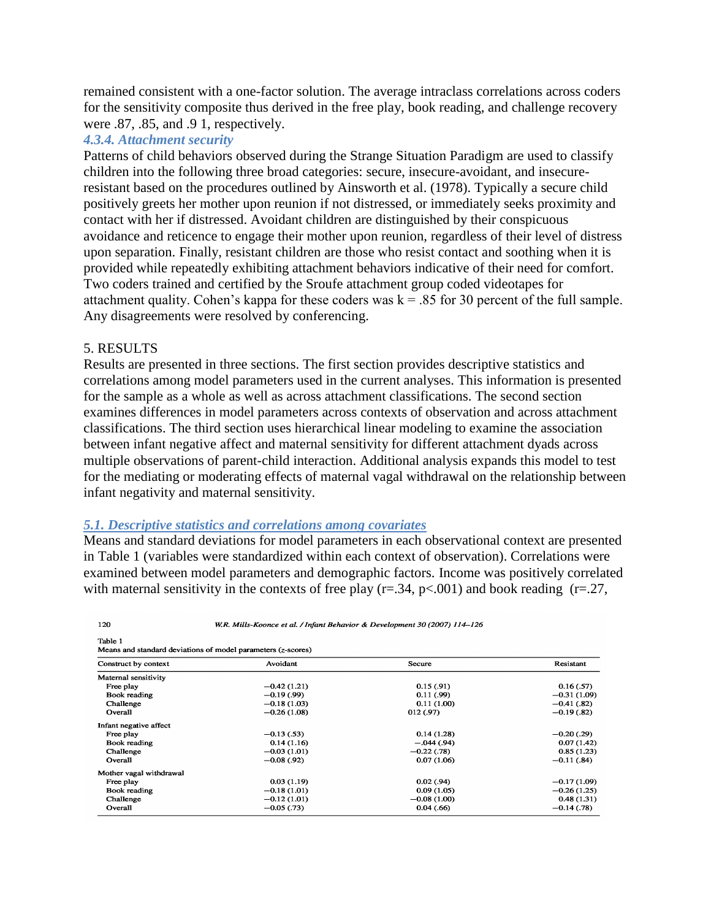remained consistent with a one-factor solution. The average intraclass correlations across coders for the sensitivity composite thus derived in the free play, book reading, and challenge recovery were .87, .85, and .9 1, respectively.

### *4.3.4. Attachment security*

Patterns of child behaviors observed during the Strange Situation Paradigm are used to classify children into the following three broad categories: secure, insecure-avoidant, and insecure-resistant based on the procedures outlined by Ainsworth et al. (1978). Typically a secure child positively greets her mother upon reunion if not distressed, or immediately seeks proximity and contact with her if distressed. Avoidant children are distinguished by their conspicuous avoidance and reticence to engage their mother upon reunion, regardless of their level of distress upon separation. Finally, resistant children are those who resist contact and soothing when it is provided while repeatedly exhibiting attachment behaviors indicative of their need for comfort. Two coders trained and certified by the Sroufe attachment group coded videotapes for attachment quality. Cohen's kappa for these coders was $k = .85$ for 30 percent of the full sample. Any disagreements were resolved by conferencing.

## 5. RESULTS

Results are presented in three sections. The first section provides descriptive statistics and correlations among model parameters used in the current analyses. This information is presented for the sample as a whole as well as across attachment classifications. The second section examines differences in model parameters across contexts of observation and across attachment classifications. The third section uses hierarchical linear modeling to examine the association between infant negative affect and maternal sensitivity for different attachment dyads across multiple observations of parent-child interaction. Additional analysis expands this model to test for the mediating or moderating effects of maternal vagal withdrawal on the relationship between infant negativity and maternal sensitivity.

### *5.1. Descriptive statistics and correlations among covariates*

Means and standard deviations for model parameters in each observational context are presented in Table 1 (variables were standardized within each context of observation). Correlations were examined between model parameters and demographic factors. Income was positively correlated with maternal sensitivity in the contexts of free play ($r=.34$, $p<.001$) and book reading ($r=.27$,

Table 1
Means and standard deviations of model parameters (z-scores)

| Construct by context | Avoidant | Secure | Resistant |
|---|---|---|---|
| **Maternal sensitivity** | | | |
| Free play | −0.42 (1.21) | 0.15 (.91) | 0.16 (.57) |
| Book reading | −0.19 (.99) | 0.11 (.99) | −0.31 (1.09) |
| Challenge | −0.18 (1.03) | 0.11 (1.00) | −0.41 (.82) |
| Overall | −0.26 (1.08) | 012 (.97) | −0.19 (.82) |
| **Infant negative affect** | | | |
| Free play | −0.13 (.53) | 0.14 (1.28) | −0.20 (.29) |
| Book reading | 0.14 (1.16) | −.044 (.94) | 0.07 (1.42) |
| Challenge | −0.03 (1.01) | −0.22 (.78) | 0.85 (1.23) |
| Overall | −0.08 (.92) | 0.07 (1.06) | −0.11 (.84) |
| **Mother vagal withdrawal** | | | |
| Free play | 0.03 (1.19) | 0.02 (.94) | −0.17 (1.09) |
| Book reading | −0.18 (1.01) | 0.09 (1.05) | −0.26 (1.25) |
| Challenge | −0.12 (1.01) | −0.08 (1.00) | 0.48 (1.31) |
| Overall | −0.05 (.73) | 0.04 (.66) | −0.14 (.78) |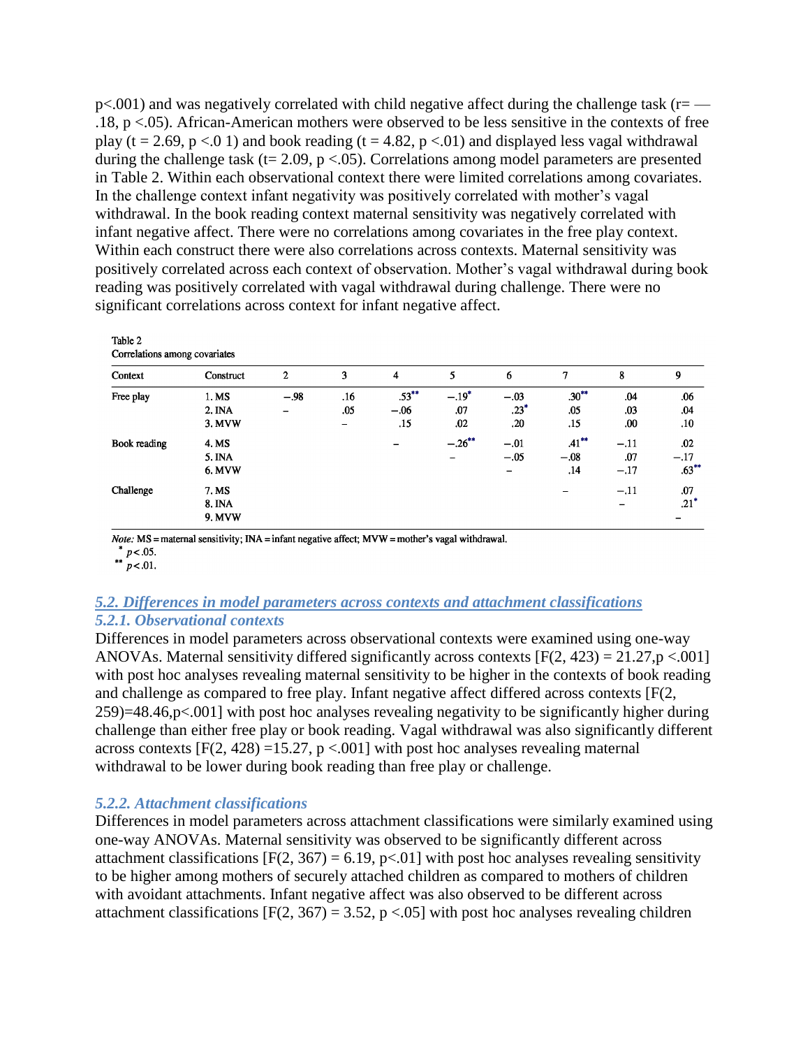p<.001) and was negatively correlated with child negative affect during the challenge task (r= —.18, p <.05). African-American mothers were observed to be less sensitive in the contexts of free play (t = 2.69, p <.0 1) and book reading (t = 4.82, p <.01) and displayed less vagal withdrawal during the challenge task (t= 2.09, p <.05). Correlations among model parameters are presented in Table 2. Within each observational context there were limited correlations among covariates. In the challenge context infant negativity was positively correlated with mother's vagal withdrawal. In the book reading context maternal sensitivity was negatively correlated with infant negative affect. There were no correlations among covariates in the free play context. Within each construct there were also correlations across contexts. Maternal sensitivity was positively correlated across each context of observation. Mother's vagal withdrawal during book reading was positively correlated with vagal withdrawal during challenge. There were no significant correlations across context for infant negative affect.

Table 2
Correlations among covariates

| Context | Construct | 2 | 3 | 4 | 5 | 6 | 7 | 8 | 9 |
|---|---|---|---|---|---|---|---|---|---|
| Free play | 1. MS | −.98 | .16 | .53** | −.19* | −.03 | .30** | .04 | .06 |
| | 2. INA | – | .05 | −.06 | .07 | .23* | .05 | .03 | .04 |
| | 3. MVW | | – | .15 | .02 | .20 | .15 | .00 | .10 |
| Book reading | 4. MS | | | – | −.26** | −.01 | .41** | −.11 | .02 |
| | 5. INA | | | | – | −.05 | −.08 | .07 | −.17 |
| | 6. MVW | | | | | – | .14 | −.17 | .63** |
| Challenge | 7. MS | | | | | | – | −.11 | .07 |
| | 8. INA | | | | | | | – | .21* |
| | 9. MVW | | | | | | | | – |

*Note:* MS = maternal sensitivity; INA = infant negative affect; MVW = mother's vagal withdrawal.
* $p<.05$.
** $p<.01$.

### *5.2. Differences in model parameters across contexts and attachment classifications*

#### *5.2.1. Observational contexts*

Differences in model parameters across observational contexts were examined using one-way ANOVAs. Maternal sensitivity differed significantly across contexts [F(2, 423) = 21.27,p <.001] with post hoc analyses revealing maternal sensitivity to be higher in the contexts of book reading and challenge as compared to free play. Infant negative affect differed across contexts [F(2, 259)=48.46,p<.001] with post hoc analyses revealing negativity to be significantly higher during challenge than either free play or book reading. Vagal withdrawal was also significantly different across contexts [F(2, 428) =15.27, p <.001] with post hoc analyses revealing maternal withdrawal to be lower during book reading than free play or challenge.

#### *5.2.2. Attachment classifications*

Differences in model parameters across attachment classifications were similarly examined using one-way ANOVAs. Maternal sensitivity was observed to be significantly different across attachment classifications [F(2, 367) = 6.19, p<.01] with post hoc analyses revealing sensitivity to be higher among mothers of securely attached children as compared to mothers of children with avoidant attachments. Infant negative affect was also observed to be different across attachment classifications [F(2, 367) = 3.52, p <.05] with post hoc analyses revealing children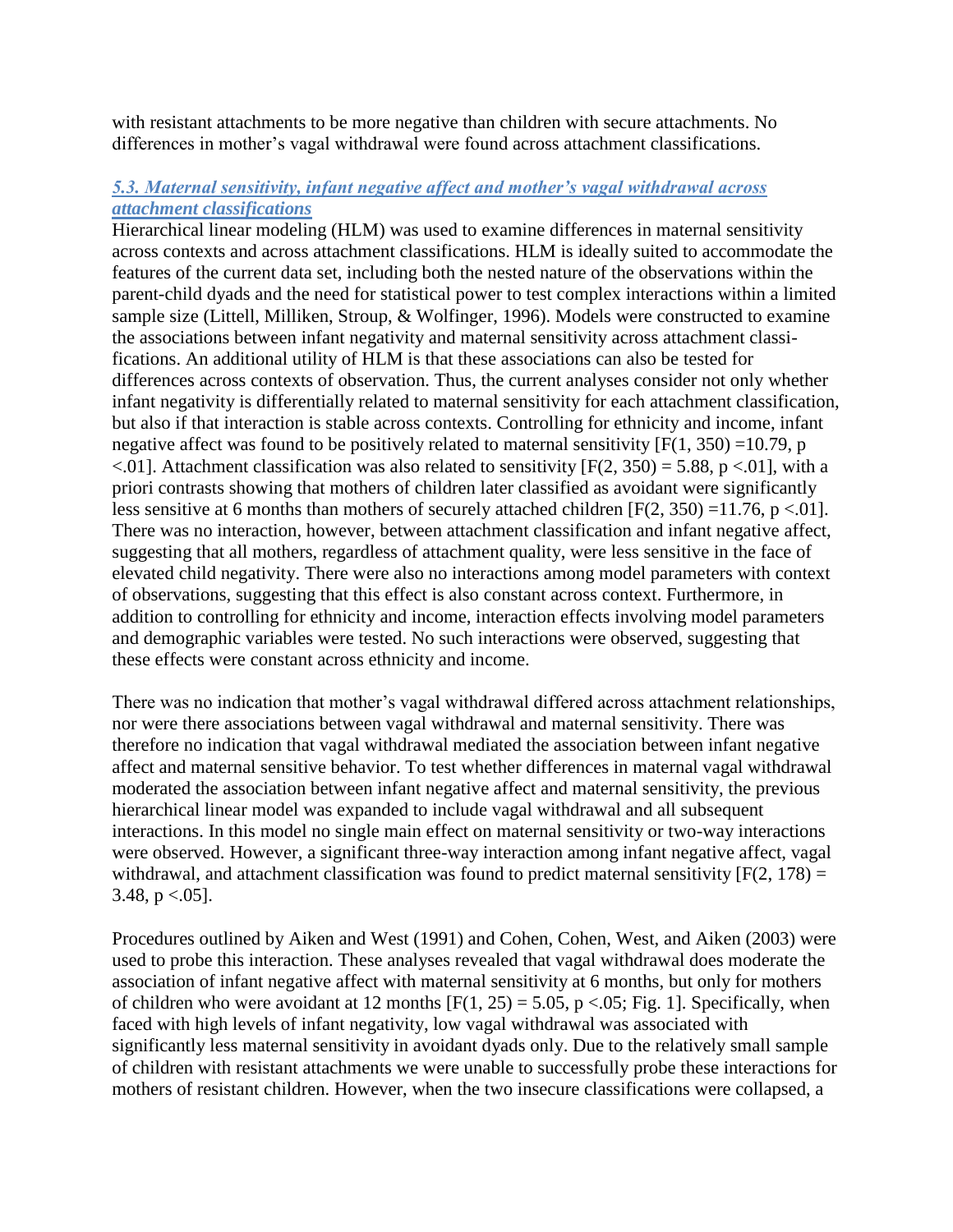with resistant attachments to be more negative than children with secure attachments. No differences in mother's vagal withdrawal were found across attachment classifications.

### *5.3. Maternal sensitivity, infant negative affect and mother's vagal withdrawal across attachment classifications*

Hierarchical linear modeling (HLM) was used to examine differences in maternal sensitivity across contexts and across attachment classifications. HLM is ideally suited to accommodate the features of the current data set, including both the nested nature of the observations within the parent-child dyads and the need for statistical power to test complex interactions within a limited sample size (Littell, Milliken, Stroup, & Wolfinger, 1996). Models were constructed to examine the associations between infant negativity and maternal sensitivity across attachment classifications. An additional utility of HLM is that these associations can also be tested for differences across contexts of observation. Thus, the current analyses consider not only whether infant negativity is differentially related to maternal sensitivity for each attachment classification, but also if that interaction is stable across contexts. Controlling for ethnicity and income, infant negative affect was found to be positively related to maternal sensitivity [$F(1, 350) = 10.79$, $p < .01$]. Attachment classification was also related to sensitivity [$F(2, 350) = 5.88$, $p < .01$], with a priori contrasts showing that mothers of children later classified as avoidant were significantly less sensitive at 6 months than mothers of securely attached children [$F(2, 350) = 11.76$, $p < .01$]. There was no interaction, however, between attachment classification and infant negative affect, suggesting that all mothers, regardless of attachment quality, were less sensitive in the face of elevated child negativity. There were also no interactions among model parameters with context of observations, suggesting that this effect is also constant across context. Furthermore, in addition to controlling for ethnicity and income, interaction effects involving model parameters and demographic variables were tested. No such interactions were observed, suggesting that these effects were constant across ethnicity and income.

There was no indication that mother's vagal withdrawal differed across attachment relationships, nor were there associations between vagal withdrawal and maternal sensitivity. There was therefore no indication that vagal withdrawal mediated the association between infant negative affect and maternal sensitive behavior. To test whether differences in maternal vagal withdrawal moderated the association between infant negative affect and maternal sensitivity, the previous hierarchical linear model was expanded to include vagal withdrawal and all subsequent interactions. In this model no single main effect on maternal sensitivity or two-way interactions were observed. However, a significant three-way interaction among infant negative affect, vagal withdrawal, and attachment classification was found to predict maternal sensitivity [$F(2, 178) = 3.48$, $p < .05$].

Procedures outlined by Aiken and West (1991) and Cohen, Cohen, West, and Aiken (2003) were used to probe this interaction. These analyses revealed that vagal withdrawal does moderate the association of infant negative affect with maternal sensitivity at 6 months, but only for mothers of children who were avoidant at 12 months [$F(1, 25) = 5.05$, $p < .05$; Fig. 1]. Specifically, when faced with high levels of infant negativity, low vagal withdrawal was associated with significantly less maternal sensitivity in avoidant dyads only. Due to the relatively small sample of children with resistant attachments we were unable to successfully probe these interactions for mothers of resistant children. However, when the two insecure classifications were collapsed, a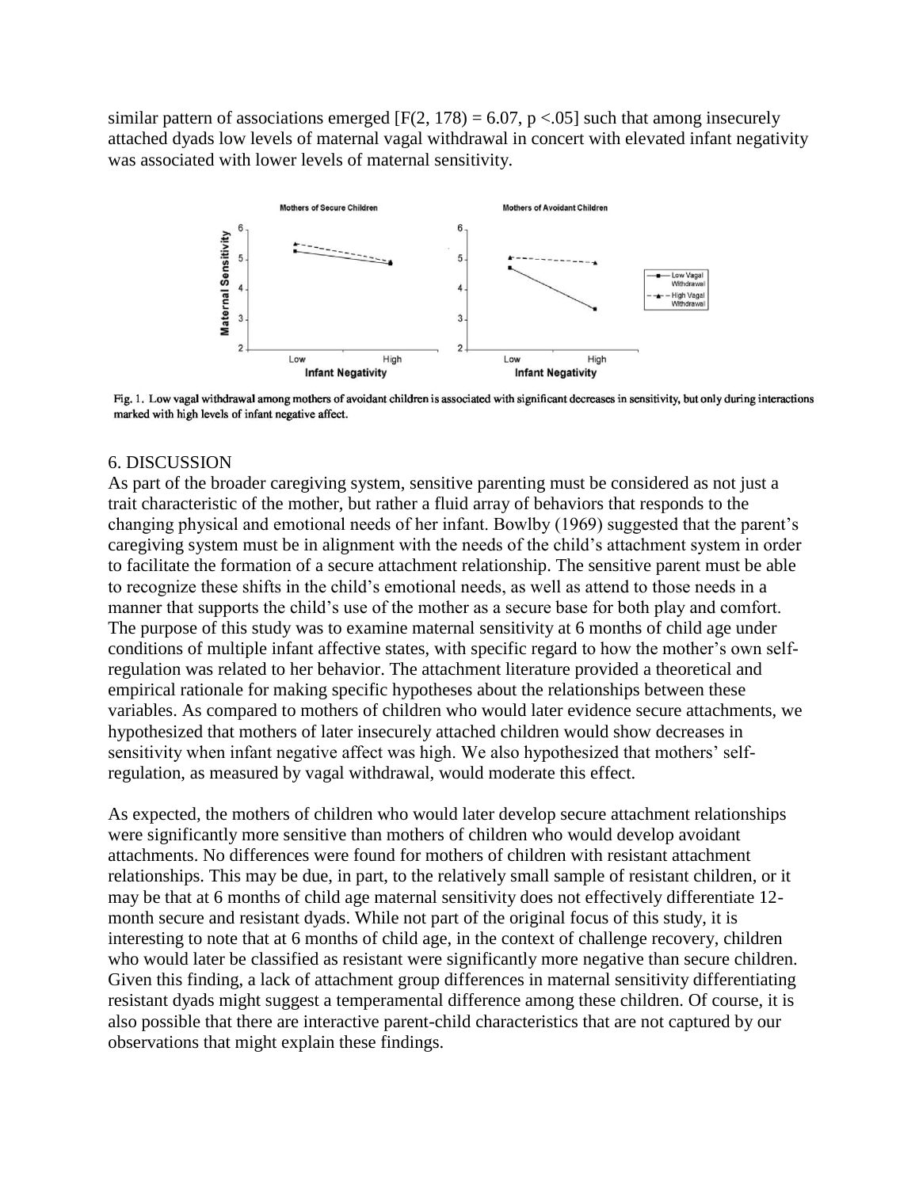similar pattern of associations emerged [$F(2, 178) = 6.07$, $p < .05$] such that among insecurely attached dyads low levels of maternal vagal withdrawal in concert with elevated infant negativity was associated with lower levels of maternal sensitivity.

Fig. 1. Low vagal withdrawal among mothers of avoidant children is associated with significant decreases in sensitivity, but only during interactions marked with high levels of infant negative affect.

## 6. DISCUSSION

As part of the broader caregiving system, sensitive parenting must be considered as not just a trait characteristic of the mother, but rather a fluid array of behaviors that responds to the changing physical and emotional needs of her infant. Bowlby (1969) suggested that the parent's caregiving system must be in alignment with the needs of the child's attachment system in order to facilitate the formation of a secure attachment relationship. The sensitive parent must be able to recognize these shifts in the child's emotional needs, as well as attend to those needs in a manner that supports the child's use of the mother as a secure base for both play and comfort. The purpose of this study was to examine maternal sensitivity at 6 months of child age under conditions of multiple infant affective states, with specific regard to how the mother's own self-regulation was related to her behavior. The attachment literature provided a theoretical and empirical rationale for making specific hypotheses about the relationships between these variables. As compared to mothers of children who would later evidence secure attachments, we hypothesized that mothers of later insecurely attached children would show decreases in sensitivity when infant negative affect was high. We also hypothesized that mothers' self-regulation, as measured by vagal withdrawal, would moderate this effect.

As expected, the mothers of children who would later develop secure attachment relationships were significantly more sensitive than mothers of children who would develop avoidant attachments. No differences were found for mothers of children with resistant attachment relationships. This may be due, in part, to the relatively small sample of resistant children, or it may be that at 6 months of child age maternal sensitivity does not effectively differentiate 12-month secure and resistant dyads. While not part of the original focus of this study, it is interesting to note that at 6 months of child age, in the context of challenge recovery, children who would later be classified as resistant were significantly more negative than secure children. Given this finding, a lack of attachment group differences in maternal sensitivity differentiating resistant dyads might suggest a temperamental difference among these children. Of course, it is also possible that there are interactive parent-child characteristics that are not captured by our observations that might explain these findings.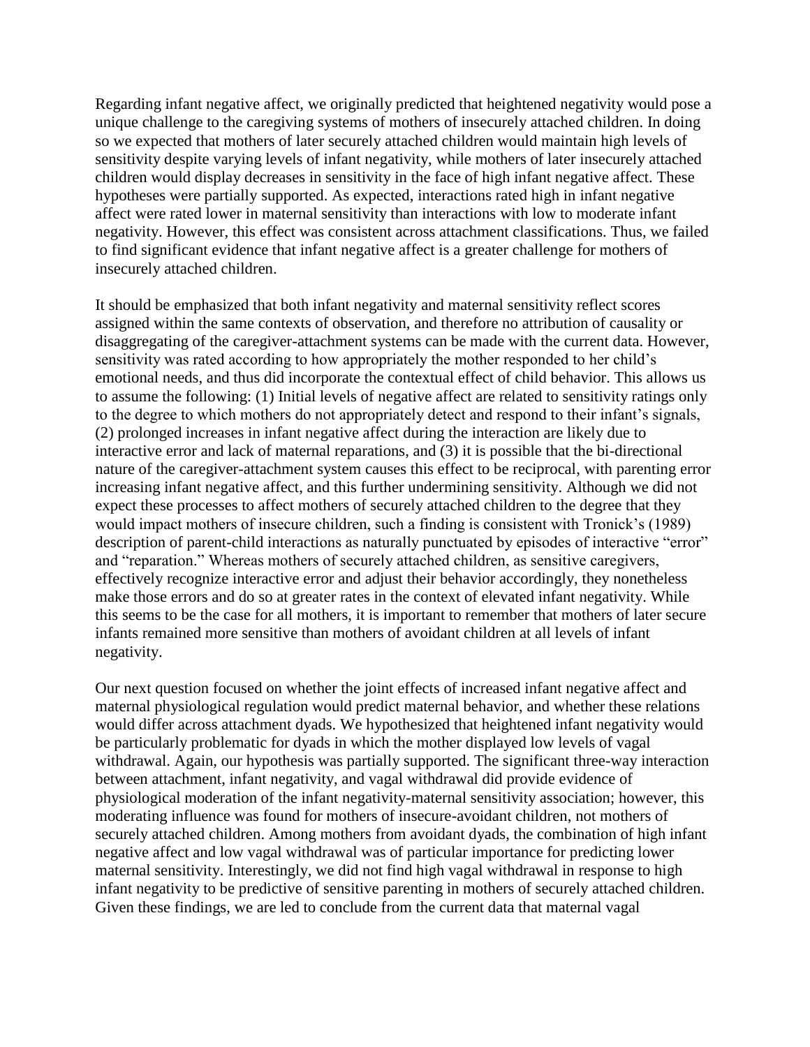Regarding infant negative affect, we originally predicted that heightened negativity would pose a unique challenge to the caregiving systems of mothers of insecurely attached children. In doing so we expected that mothers of later securely attached children would maintain high levels of sensitivity despite varying levels of infant negativity, while mothers of later insecurely attached children would display decreases in sensitivity in the face of high infant negative affect. These hypotheses were partially supported. As expected, interactions rated high in infant negative affect were rated lower in maternal sensitivity than interactions with low to moderate infant negativity. However, this effect was consistent across attachment classifications. Thus, we failed to find significant evidence that infant negative affect is a greater challenge for mothers of insecurely attached children.

It should be emphasized that both infant negativity and maternal sensitivity reflect scores assigned within the same contexts of observation, and therefore no attribution of causality or disaggregating of the caregiver-attachment systems can be made with the current data. However, sensitivity was rated according to how appropriately the mother responded to her child's emotional needs, and thus did incorporate the contextual effect of child behavior. This allows us to assume the following: (1) Initial levels of negative affect are related to sensitivity ratings only to the degree to which mothers do not appropriately detect and respond to their infant's signals, (2) prolonged increases in infant negative affect during the interaction are likely due to interactive error and lack of maternal reparations, and (3) it is possible that the bi-directional nature of the caregiver-attachment system causes this effect to be reciprocal, with parenting error increasing infant negative affect, and this further undermining sensitivity. Although we did not expect these processes to affect mothers of securely attached children to the degree that they would impact mothers of insecure children, such a finding is consistent with Tronick's (1989) description of parent-child interactions as naturally punctuated by episodes of interactive "error" and "reparation." Whereas mothers of securely attached children, as sensitive caregivers, effectively recognize interactive error and adjust their behavior accordingly, they nonetheless make those errors and do so at greater rates in the context of elevated infant negativity. While this seems to be the case for all mothers, it is important to remember that mothers of later secure infants remained more sensitive than mothers of avoidant children at all levels of infant negativity.

Our next question focused on whether the joint effects of increased infant negative affect and maternal physiological regulation would predict maternal behavior, and whether these relations would differ across attachment dyads. We hypothesized that heightened infant negativity would be particularly problematic for dyads in which the mother displayed low levels of vagal withdrawal. Again, our hypothesis was partially supported. The significant three-way interaction between attachment, infant negativity, and vagal withdrawal did provide evidence of physiological moderation of the infant negativity-maternal sensitivity association; however, this moderating influence was found for mothers of insecure-avoidant children, not mothers of securely attached children. Among mothers from avoidant dyads, the combination of high infant negative affect and low vagal withdrawal was of particular importance for predicting lower maternal sensitivity. Interestingly, we did not find high vagal withdrawal in response to high infant negativity to be predictive of sensitive parenting in mothers of securely attached children. Given these findings, we are led to conclude from the current data that maternal vagal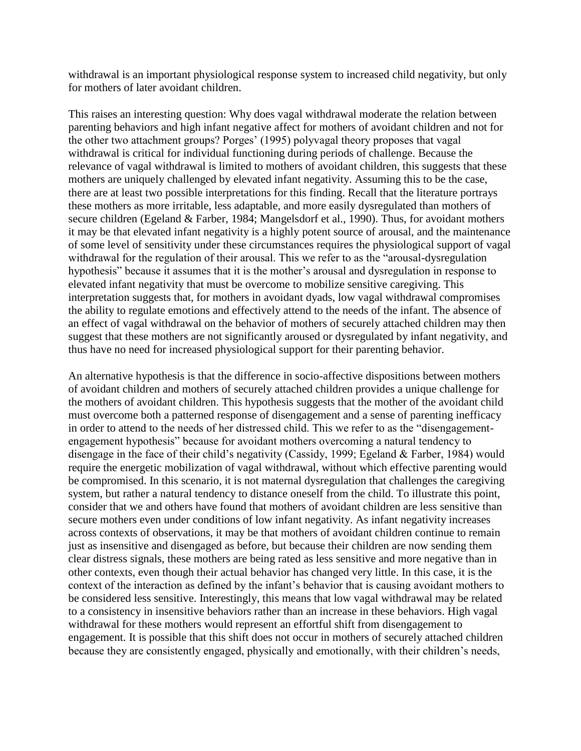withdrawal is an important physiological response system to increased child negativity, but only for mothers of later avoidant children.

This raises an interesting question: Why does vagal withdrawal moderate the relation between parenting behaviors and high infant negative affect for mothers of avoidant children and not for the other two attachment groups? Porges' (1995) polyvagal theory proposes that vagal withdrawal is critical for individual functioning during periods of challenge. Because the relevance of vagal withdrawal is limited to mothers of avoidant children, this suggests that these mothers are uniquely challenged by elevated infant negativity. Assuming this to be the case, there are at least two possible interpretations for this finding. Recall that the literature portrays these mothers as more irritable, less adaptable, and more easily dysregulated than mothers of secure children (Egeland & Farber, 1984; Mangelsdorf et al., 1990). Thus, for avoidant mothers it may be that elevated infant negativity is a highly potent source of arousal, and the maintenance of some level of sensitivity under these circumstances requires the physiological support of vagal withdrawal for the regulation of their arousal. This we refer to as the "arousal-dysregulation hypothesis" because it assumes that it is the mother's arousal and dysregulation in response to elevated infant negativity that must be overcome to mobilize sensitive caregiving. This interpretation suggests that, for mothers in avoidant dyads, low vagal withdrawal compromises the ability to regulate emotions and effectively attend to the needs of the infant. The absence of an effect of vagal withdrawal on the behavior of mothers of securely attached children may then suggest that these mothers are not significantly aroused or dysregulated by infant negativity, and thus have no need for increased physiological support for their parenting behavior.

An alternative hypothesis is that the difference in socio-affective dispositions between mothers of avoidant children and mothers of securely attached children provides a unique challenge for the mothers of avoidant children. This hypothesis suggests that the mother of the avoidant child must overcome both a patterned response of disengagement and a sense of parenting inefficacy in order to attend to the needs of her distressed child. This we refer to as the "disengagement-engagement hypothesis" because for avoidant mothers overcoming a natural tendency to disengage in the face of their child's negativity (Cassidy, 1999; Egeland & Farber, 1984) would require the energetic mobilization of vagal withdrawal, without which effective parenting would be compromised. In this scenario, it is not maternal dysregulation that challenges the caregiving system, but rather a natural tendency to distance oneself from the child. To illustrate this point, consider that we and others have found that mothers of avoidant children are less sensitive than secure mothers even under conditions of low infant negativity. As infant negativity increases across contexts of observations, it may be that mothers of avoidant children continue to remain just as insensitive and disengaged as before, but because their children are now sending them clear distress signals, these mothers are being rated as less sensitive and more negative than in other contexts, even though their actual behavior has changed very little. In this case, it is the context of the interaction as defined by the infant's behavior that is causing avoidant mothers to be considered less sensitive. Interestingly, this means that low vagal withdrawal may be related to a consistency in insensitive behaviors rather than an increase in these behaviors. High vagal withdrawal for these mothers would represent an effortful shift from disengagement to engagement. It is possible that this shift does not occur in mothers of securely attached children because they are consistently engaged, physically and emotionally, with their children's needs,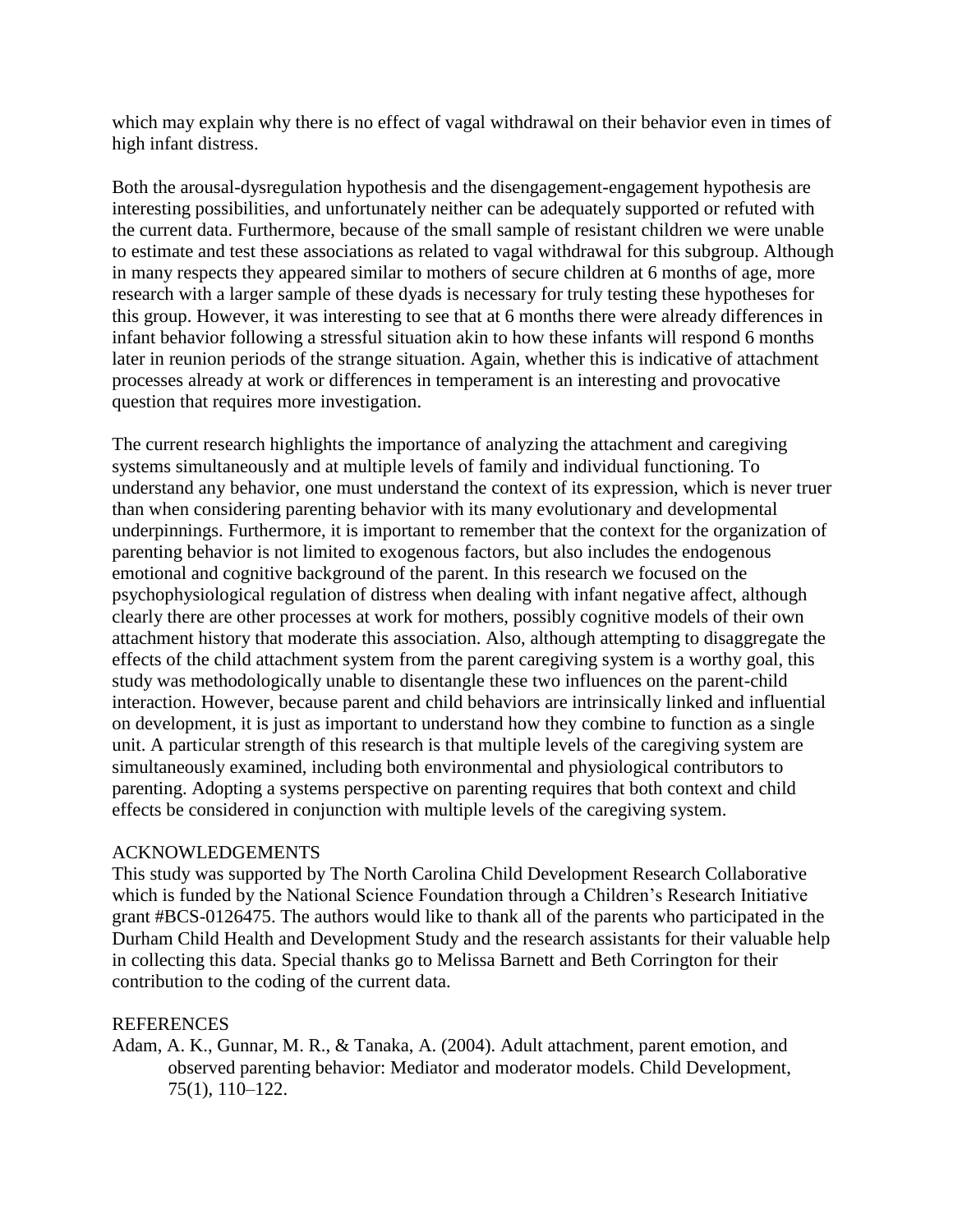which may explain why there is no effect of vagal withdrawal on their behavior even in times of high infant distress.

Both the arousal-dysregulation hypothesis and the disengagement-engagement hypothesis are interesting possibilities, and unfortunately neither can be adequately supported or refuted with the current data. Furthermore, because of the small sample of resistant children we were unable to estimate and test these associations as related to vagal withdrawal for this subgroup. Although in many respects they appeared similar to mothers of secure children at 6 months of age, more research with a larger sample of these dyads is necessary for truly testing these hypotheses for this group. However, it was interesting to see that at 6 months there were already differences in infant behavior following a stressful situation akin to how these infants will respond 6 months later in reunion periods of the strange situation. Again, whether this is indicative of attachment processes already at work or differences in temperament is an interesting and provocative question that requires more investigation.

The current research highlights the importance of analyzing the attachment and caregiving systems simultaneously and at multiple levels of family and individual functioning. To understand any behavior, one must understand the context of its expression, which is never truer than when considering parenting behavior with its many evolutionary and developmental underpinnings. Furthermore, it is important to remember that the context for the organization of parenting behavior is not limited to exogenous factors, but also includes the endogenous emotional and cognitive background of the parent. In this research we focused on the psychophysiological regulation of distress when dealing with infant negative affect, although clearly there are other processes at work for mothers, possibly cognitive models of their own attachment history that moderate this association. Also, although attempting to disaggregate the effects of the child attachment system from the parent caregiving system is a worthy goal, this study was methodologically unable to disentangle these two influences on the parent-child interaction. However, because parent and child behaviors are intrinsically linked and influential on development, it is just as important to understand how they combine to function as a single unit. A particular strength of this research is that multiple levels of the caregiving system are simultaneously examined, including both environmental and physiological contributors to parenting. Adopting a systems perspective on parenting requires that both context and child effects be considered in conjunction with multiple levels of the caregiving system.

## ACKNOWLEDGEMENTS

This study was supported by The North Carolina Child Development Research Collaborative which is funded by the National Science Foundation through a Children's Research Initiative grant #BCS-0126475. The authors would like to thank all of the parents who participated in the Durham Child Health and Development Study and the research assistants for their valuable help in collecting this data. Special thanks go to Melissa Barnett and Beth Corrington for their contribution to the coding of the current data.

## REFERENCES

Adam, A. K., Gunnar, M. R., & Tanaka, A. (2004). Adult attachment, parent emotion, and observed parenting behavior: Mediator and moderator models. Child Development, 75(1), 110–122.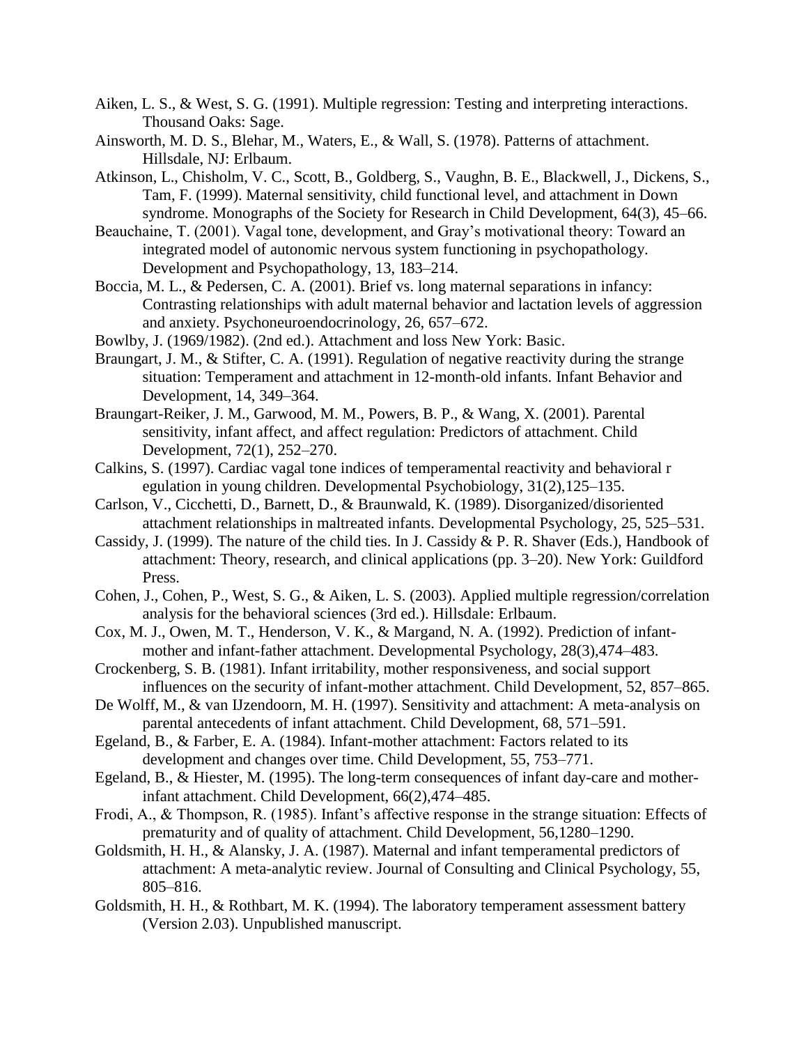Aiken, L. S., & West, S. G. (1991). Multiple regression: Testing and interpreting interactions. Thousand Oaks: Sage.

Ainsworth, M. D. S., Blehar, M., Waters, E., & Wall, S. (1978). Patterns of attachment. Hillsdale, NJ: Erlbaum.

Atkinson, L., Chisholm, V. C., Scott, B., Goldberg, S., Vaughn, B. E., Blackwell, J., Dickens, S., Tam, F. (1999). Maternal sensitivity, child functional level, and attachment in Down syndrome. Monographs of the Society for Research in Child Development, 64(3), 45–66.

Beauchaine, T. (2001). Vagal tone, development, and Gray's motivational theory: Toward an integrated model of autonomic nervous system functioning in psychopathology. Development and Psychopathology, 13, 183–214.

Boccia, M. L., & Pedersen, C. A. (2001). Brief vs. long maternal separations in infancy: Contrasting relationships with adult maternal behavior and lactation levels of aggression and anxiety. Psychoneuroendocrinology, 26, 657–672.

Bowlby, J. (1969/1982). (2nd ed.). Attachment and loss New York: Basic.

Braungart, J. M., & Stifter, C. A. (1991). Regulation of negative reactivity during the strange situation: Temperament and attachment in 12-month-old infants. Infant Behavior and Development, 14, 349–364.

Braungart-Reiker, J. M., Garwood, M. M., Powers, B. P., & Wang, X. (2001). Parental sensitivity, infant affect, and affect regulation: Predictors of attachment. Child Development, 72(1), 252–270.

Calkins, S. (1997). Cardiac vagal tone indices of temperamental reactivity and behavioral r egulation in young children. Developmental Psychobiology, 31(2),125–135.

Carlson, V., Cicchetti, D., Barnett, D., & Braunwald, K. (1989). Disorganized/disoriented attachment relationships in maltreated infants. Developmental Psychology, 25, 525–531.

Cassidy, J. (1999). The nature of the child ties. In J. Cassidy & P. R. Shaver (Eds.), Handbook of attachment: Theory, research, and clinical applications (pp. 3–20). New York: Guildford Press.

Cohen, J., Cohen, P., West, S. G., & Aiken, L. S. (2003). Applied multiple regression/correlation analysis for the behavioral sciences (3rd ed.). Hillsdale: Erlbaum.

Cox, M. J., Owen, M. T., Henderson, V. K., & Margand, N. A. (1992). Prediction of infant-mother and infant-father attachment. Developmental Psychology, 28(3),474–483.

Crockenberg, S. B. (1981). Infant irritability, mother responsiveness, and social support influences on the security of infant-mother attachment. Child Development, 52, 857–865.

De Wolff, M., & van IJzendoorn, M. H. (1997). Sensitivity and attachment: A meta-analysis on parental antecedents of infant attachment. Child Development, 68, 571–591.

Egeland, B., & Farber, E. A. (1984). Infant-mother attachment: Factors related to its development and changes over time. Child Development, 55, 753–771.

Egeland, B., & Hiester, M. (1995). The long-term consequences of infant day-care and mother-infant attachment. Child Development, 66(2),474–485.

Frodi, A., & Thompson, R. (1985). Infant's affective response in the strange situation: Effects of prematurity and of quality of attachment. Child Development, 56,1280–1290.

Goldsmith, H. H., & Alansky, J. A. (1987). Maternal and infant temperamental predictors of attachment: A meta-analytic review. Journal of Consulting and Clinical Psychology, 55, 805–816.

Goldsmith, H. H., & Rothbart, M. K. (1994). The laboratory temperament assessment battery (Version 2.03). Unpublished manuscript.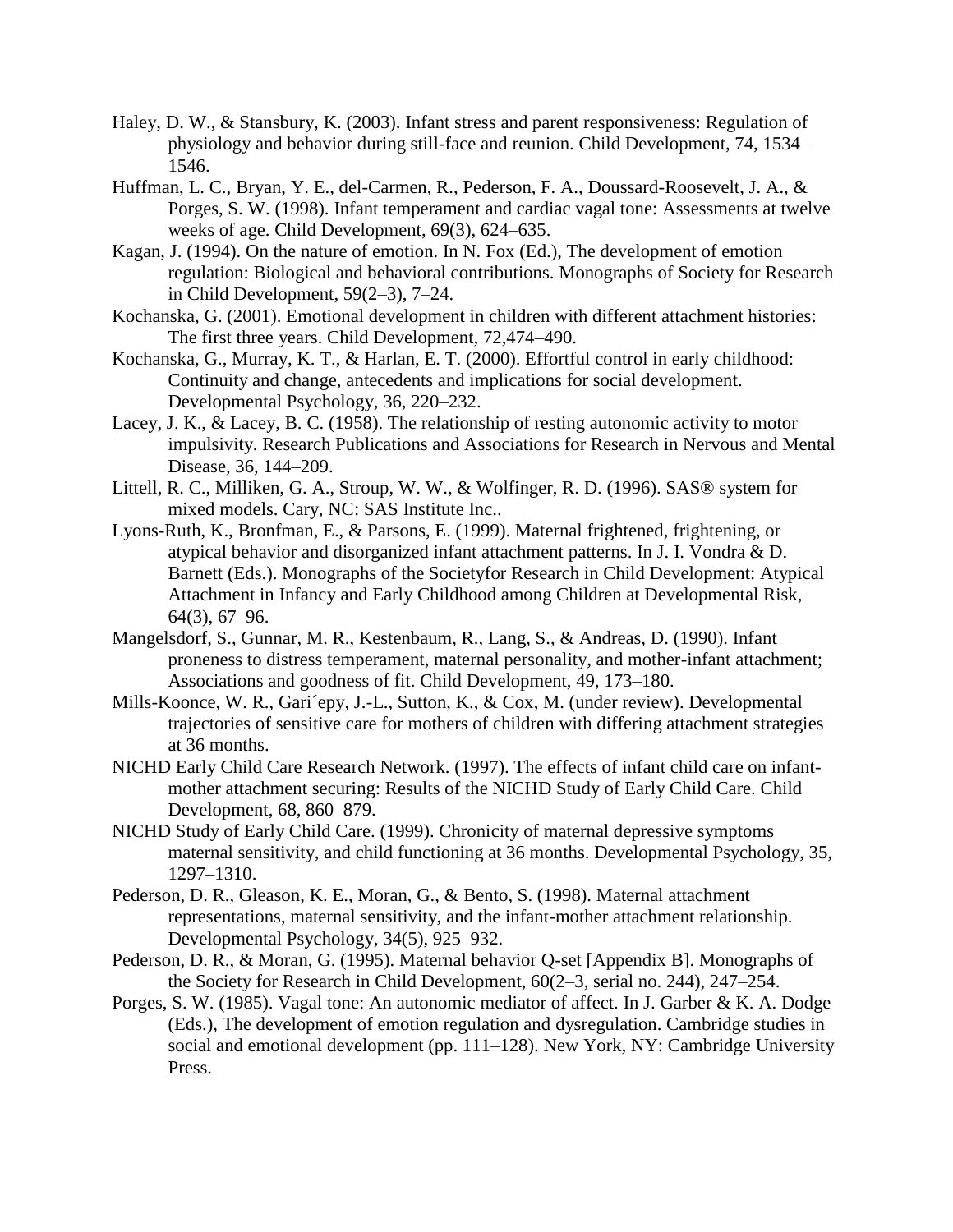Haley, D. W., & Stansbury, K. (2003). Infant stress and parent responsiveness: Regulation of physiology and behavior during still-face and reunion. Child Development, 74, 1534–1546.

Huffman, L. C., Bryan, Y. E., del-Carmen, R., Pederson, F. A., Doussard-Roosevelt, J. A., & Porges, S. W. (1998). Infant temperament and cardiac vagal tone: Assessments at twelve weeks of age. Child Development, 69(3), 624–635.

Kagan, J. (1994). On the nature of emotion. In N. Fox (Ed.), The development of emotion regulation: Biological and behavioral contributions. Monographs of Society for Research in Child Development, 59(2–3), 7–24.

Kochanska, G. (2001). Emotional development in children with different attachment histories: The first three years. Child Development, 72,474–490.

Kochanska, G., Murray, K. T., & Harlan, E. T. (2000). Effortful control in early childhood: Continuity and change, antecedents and implications for social development. Developmental Psychology, 36, 220–232.

Lacey, J. K., & Lacey, B. C. (1958). The relationship of resting autonomic activity to motor impulsivity. Research Publications and Associations for Research in Nervous and Mental Disease, 36, 144–209.

Littell, R. C., Milliken, G. A., Stroup, W. W., & Wolfinger, R. D. (1996). SAS® system for mixed models. Cary, NC: SAS Institute Inc..

Lyons-Ruth, K., Bronfman, E., & Parsons, E. (1999). Maternal frightened, frightening, or atypical behavior and disorganized infant attachment patterns. In J. I. Vondra & D. Barnett (Eds.). Monographs of the Societyfor Research in Child Development: Atypical Attachment in Infancy and Early Childhood among Children at Developmental Risk, 64(3), 67–96.

Mangelsdorf, S., Gunnar, M. R., Kestenbaum, R., Lang, S., & Andreas, D. (1990). Infant proneness to distress temperament, maternal personality, and mother-infant attachment; Associations and goodness of fit. Child Development, 49, 173–180.

Mills-Koonce, W. R., Gari´epy, J.-L., Sutton, K., & Cox, M. (under review). Developmental trajectories of sensitive care for mothers of children with differing attachment strategies at 36 months.

NICHD Early Child Care Research Network. (1997). The effects of infant child care on infant-mother attachment securing: Results of the NICHD Study of Early Child Care. Child Development, 68, 860–879.

NICHD Study of Early Child Care. (1999). Chronicity of maternal depressive symptoms maternal sensitivity, and child functioning at 36 months. Developmental Psychology, 35, 1297–1310.

Pederson, D. R., Gleason, K. E., Moran, G., & Bento, S. (1998). Maternal attachment representations, maternal sensitivity, and the infant-mother attachment relationship. Developmental Psychology, 34(5), 925–932.

Pederson, D. R., & Moran, G. (1995). Maternal behavior Q-set [Appendix B]. Monographs of the Society for Research in Child Development, 60(2–3, serial no. 244), 247–254.

Porges, S. W. (1985). Vagal tone: An autonomic mediator of affect. In J. Garber & K. A. Dodge (Eds.), The development of emotion regulation and dysregulation. Cambridge studies in social and emotional development (pp. 111–128). New York, NY: Cambridge University Press.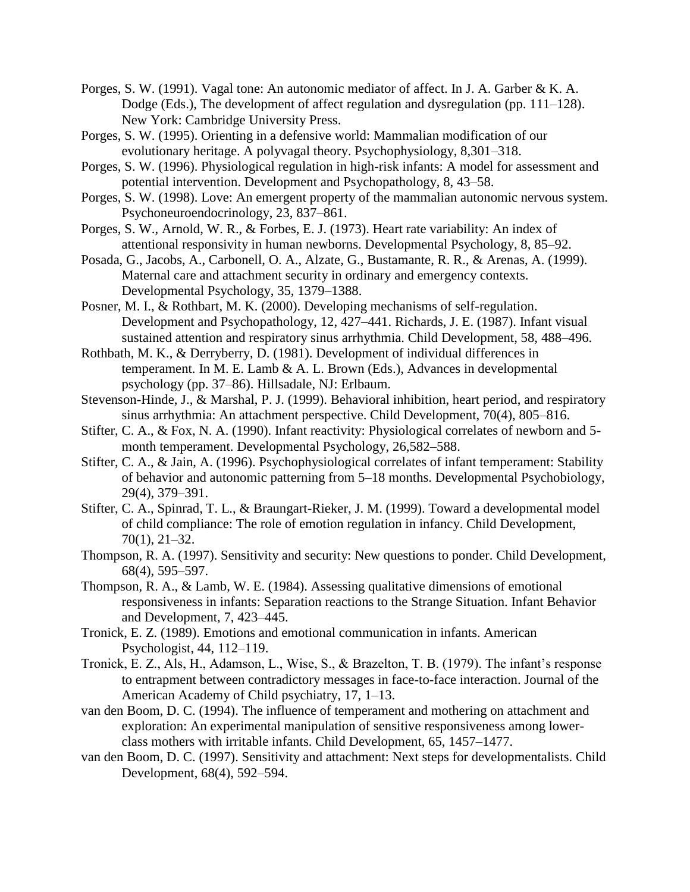Porges, S. W. (1991). Vagal tone: An autonomic mediator of affect. In J. A. Garber & K. A. Dodge (Eds.), The development of affect regulation and dysregulation (pp. 111–128). New York: Cambridge University Press.

Porges, S. W. (1995). Orienting in a defensive world: Mammalian modification of our evolutionary heritage. A polyvagal theory. Psychophysiology, 8,301–318.

Porges, S. W. (1996). Physiological regulation in high-risk infants: A model for assessment and potential intervention. Development and Psychopathology, 8, 43–58.

Porges, S. W. (1998). Love: An emergent property of the mammalian autonomic nervous system. Psychoneuroendocrinology, 23, 837–861.

Porges, S. W., Arnold, W. R., & Forbes, E. J. (1973). Heart rate variability: An index of attentional responsivity in human newborns. Developmental Psychology, 8, 85–92.

Posada, G., Jacobs, A., Carbonell, O. A., Alzate, G., Bustamante, R. R., & Arenas, A. (1999). Maternal care and attachment security in ordinary and emergency contexts. Developmental Psychology, 35, 1379–1388.

Posner, M. I., & Rothbart, M. K. (2000). Developing mechanisms of self-regulation. Development and Psychopathology, 12, 427–441. Richards, J. E. (1987). Infant visual sustained attention and respiratory sinus arrhythmia. Child Development, 58, 488–496.

Rothbath, M. K., & Derryberry, D. (1981). Development of individual differences in temperament. In M. E. Lamb & A. L. Brown (Eds.), Advances in developmental psychology (pp. 37–86). Hillsadale, NJ: Erlbaum.

Stevenson-Hinde, J., & Marshal, P. J. (1999). Behavioral inhibition, heart period, and respiratory sinus arrhythmia: An attachment perspective. Child Development, 70(4), 805–816.

Stifter, C. A., & Fox, N. A. (1990). Infant reactivity: Physiological correlates of newborn and 5-month temperament. Developmental Psychology, 26,582–588.

Stifter, C. A., & Jain, A. (1996). Psychophysiological correlates of infant temperament: Stability of behavior and autonomic patterning from 5–18 months. Developmental Psychobiology, 29(4), 379–391.

Stifter, C. A., Spinrad, T. L., & Braungart-Rieker, J. M. (1999). Toward a developmental model of child compliance: The role of emotion regulation in infancy. Child Development, 70(1), 21–32.

Thompson, R. A. (1997). Sensitivity and security: New questions to ponder. Child Development, 68(4), 595–597.

Thompson, R. A., & Lamb, W. E. (1984). Assessing qualitative dimensions of emotional responsiveness in infants: Separation reactions to the Strange Situation. Infant Behavior and Development, 7, 423–445.

Tronick, E. Z. (1989). Emotions and emotional communication in infants. American Psychologist, 44, 112–119.

Tronick, E. Z., Als, H., Adamson, L., Wise, S., & Brazelton, T. B. (1979). The infant's response to entrapment between contradictory messages in face-to-face interaction. Journal of the American Academy of Child psychiatry, 17, 1–13.

van den Boom, D. C. (1994). The influence of temperament and mothering on attachment and exploration: An experimental manipulation of sensitive responsiveness among lower-class mothers with irritable infants. Child Development, 65, 1457–1477.

van den Boom, D. C. (1997). Sensitivity and attachment: Next steps for developmentalists. Child Development, 68(4), 592–594.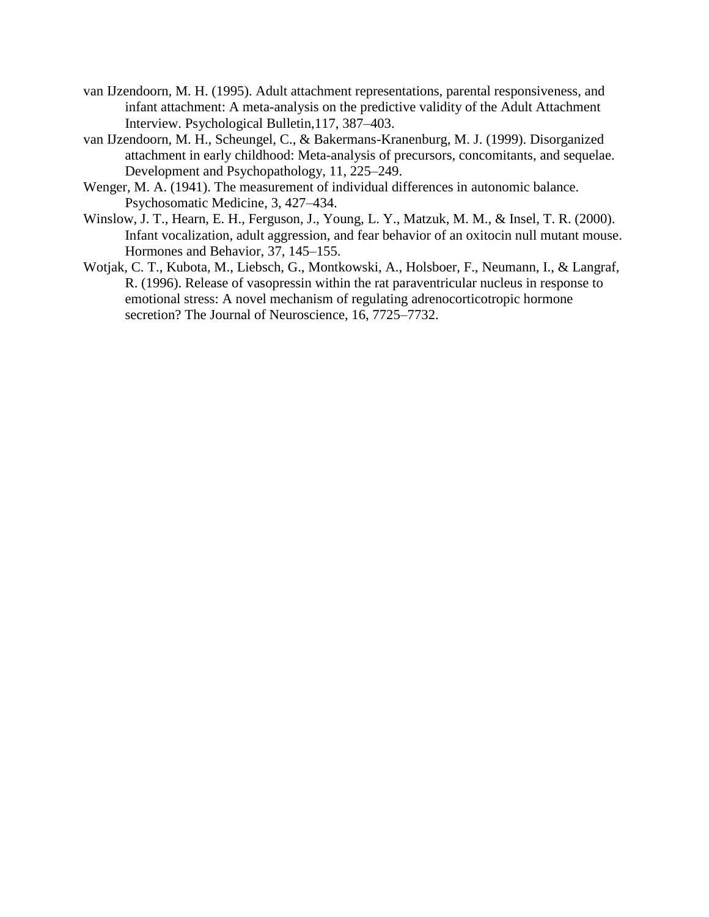van IJzendoorn, M. H. (1995). Adult attachment representations, parental responsiveness, and infant attachment: A meta-analysis on the predictive validity of the Adult Attachment Interview. Psychological Bulletin,117, 387–403.

van IJzendoorn, M. H., Scheungel, C., & Bakermans-Kranenburg, M. J. (1999). Disorganized attachment in early childhood: Meta-analysis of precursors, concomitants, and sequelae. Development and Psychopathology, 11, 225–249.

Wenger, M. A. (1941). The measurement of individual differences in autonomic balance. Psychosomatic Medicine, 3, 427–434.

Winslow, J. T., Hearn, E. H., Ferguson, J., Young, L. Y., Matzuk, M. M., & Insel, T. R. (2000). Infant vocalization, adult aggression, and fear behavior of an oxitocin null mutant mouse. Hormones and Behavior, 37, 145–155.

Wotjak, C. T., Kubota, M., Liebsch, G., Montkowski, A., Holsboer, F., Neumann, I., & Langraf, R. (1996). Release of vasopressin within the rat paraventricular nucleus in response to emotional stress: A novel mechanism of regulating adrenocorticotropic hormone secretion? The Journal of Neuroscience, 16, 7725–7732.